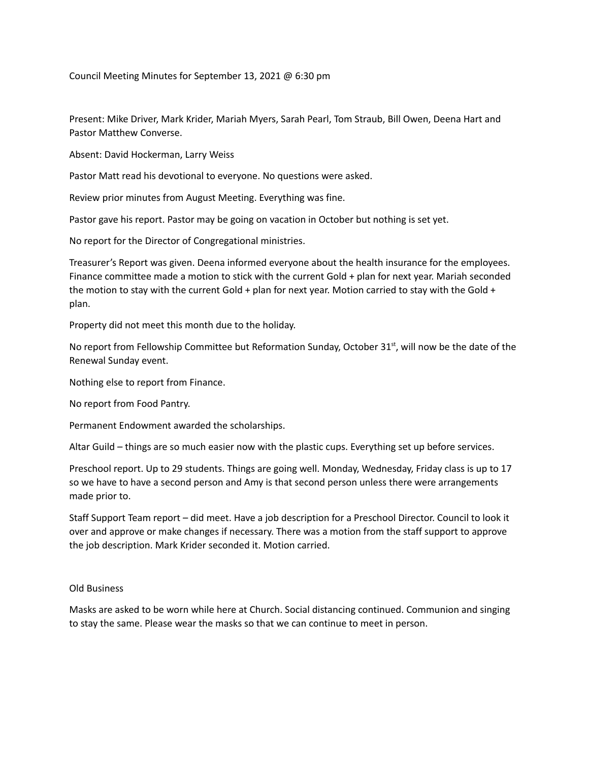Council Meeting Minutes for September 13, 2021 @ 6:30 pm

Present: Mike Driver, Mark Krider, Mariah Myers, Sarah Pearl, Tom Straub, Bill Owen, Deena Hart and Pastor Matthew Converse.

Absent: David Hockerman, Larry Weiss

Pastor Matt read his devotional to everyone. No questions were asked.

Review prior minutes from August Meeting. Everything was fine.

Pastor gave his report. Pastor may be going on vacation in October but nothing is set yet.

No report for the Director of Congregational ministries.

Treasurer's Report was given. Deena informed everyone about the health insurance for the employees. Finance committee made a motion to stick with the current Gold + plan for next year. Mariah seconded the motion to stay with the current Gold + plan for next year. Motion carried to stay with the Gold + plan.

Property did not meet this month due to the holiday.

No report from Fellowship Committee but Reformation Sunday, October 31st, will now be the date of the Renewal Sunday event.

Nothing else to report from Finance.

No report from Food Pantry.

Permanent Endowment awarded the scholarships.

Altar Guild – things are so much easier now with the plastic cups. Everything set up before services.

Preschool report. Up to 29 students. Things are going well. Monday, Wednesday, Friday class is up to 17 so we have to have a second person and Amy is that second person unless there were arrangements made prior to.

Staff Support Team report – did meet. Have a job description for a Preschool Director. Council to look it over and approve or make changes if necessary. There was a motion from the staff support to approve the job description. Mark Krider seconded it. Motion carried.

Old Business

Masks are asked to be worn while here at Church. Social distancing continued. Communion and singing to stay the same. Please wear the masks so that we can continue to meet in person.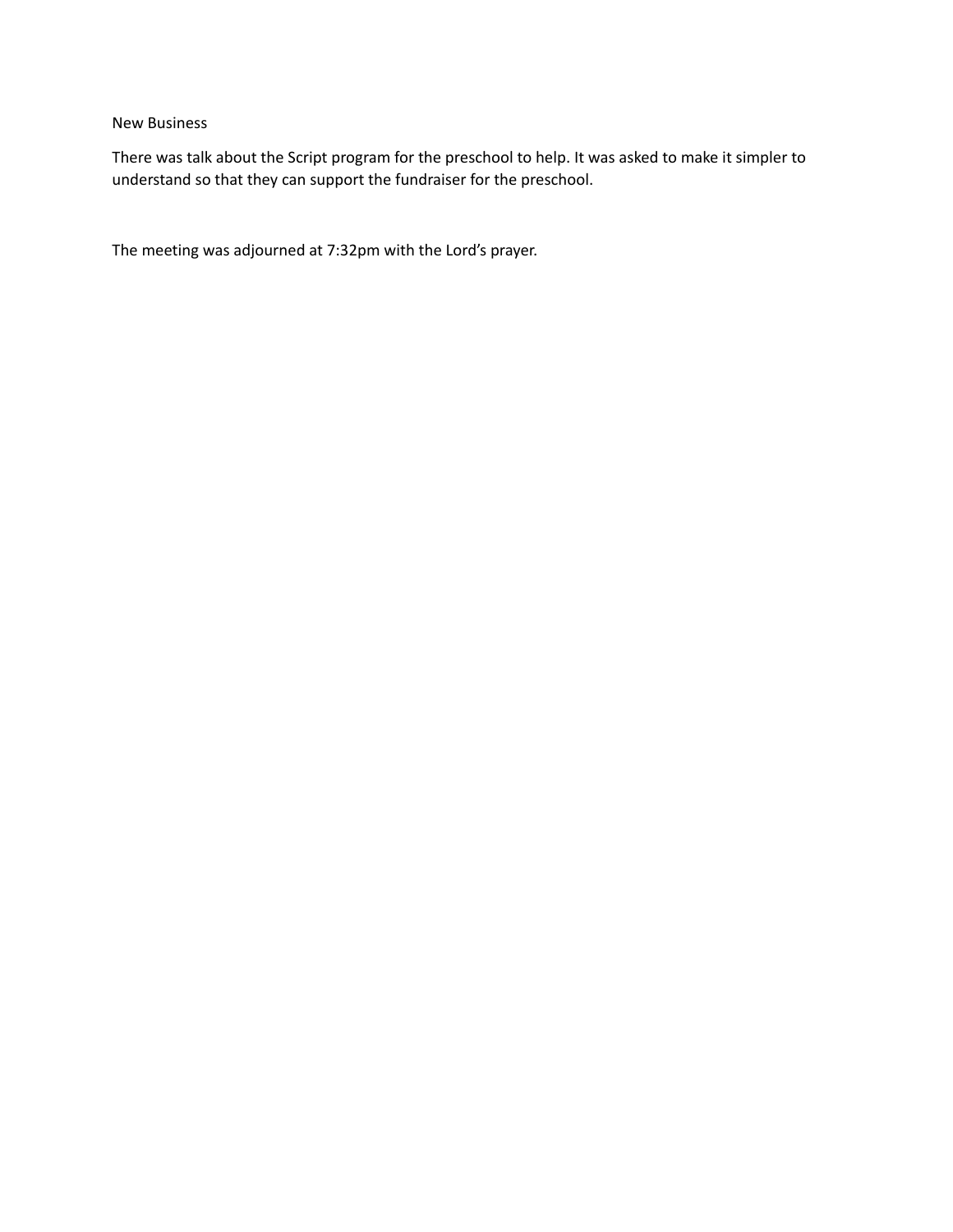## New Business

There was talk about the Script program for the preschool to help. It was asked to make it simpler to understand so that they can support the fundraiser for the preschool.

The meeting was adjourned at 7:32pm with the Lord's prayer.